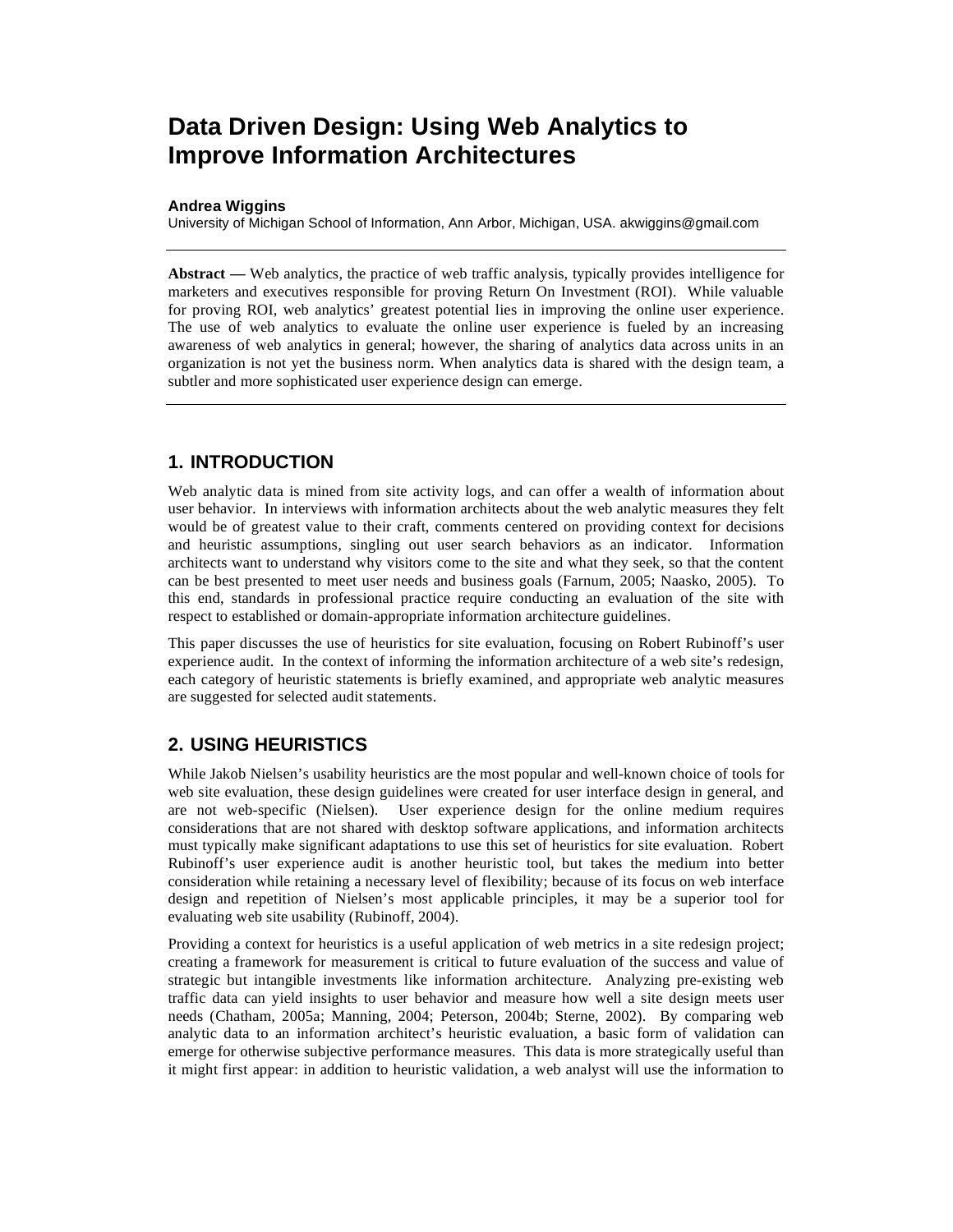# Data Driven Design: Using Web Analytics to Improve Information Architectures

**Andrea Wiggins**

University of Michigan School of Information, Ann Arbor, Michigan, USA. akwiggins@gmail.com

---

**Abstract —** Web analytics, the practice of web traffic analysis, typically provides intelligence for marketers and executives responsible for proving Return On Investment (ROI). While valuable for proving ROI, web analytics' greatest potential lies in improving the online user experience. The use of web analytics to evaluate the online user experience is fueled by an increasing awareness of web analytics in general; however, the sharing of analytics data across units in an organization is not yet the business norm. When analytics data is shared with the design team, a subtler and more sophisticated user experience design can emerge.

---

## 1. INTRODUCTION

Web analytic data is mined from site activity logs, and can offer a wealth of information about user behavior. In interviews with information architects about the web analytic measures they felt would be of greatest value to their craft, comments centered on providing context for decisions and heuristic assumptions, singling out user search behaviors as an indicator. Information architects want to understand why visitors come to the site and what they seek, so that the content can be best presented to meet user needs and business goals (Farnum, 2005; Naasko, 2005). To this end, standards in professional practice require conducting an evaluation of the site with respect to established or domain-appropriate information architecture guidelines.

This paper discusses the use of heuristics for site evaluation, focusing on Robert Rubinoff's user experience audit. In the context of informing the information architecture of a web site's redesign, each category of heuristic statements is briefly examined, and appropriate web analytic measures are suggested for selected audit statements.

## 2. USING HEURISTICS

While Jakob Nielsen's usability heuristics are the most popular and well-known choice of tools for web site evaluation, these design guidelines were created for user interface design in general, and are not web-specific (Nielsen). User experience design for the online medium requires considerations that are not shared with desktop software applications, and information architects must typically make significant adaptations to use this set of heuristics for site evaluation. Robert Rubinoff's user experience audit is another heuristic tool, but takes the medium into better consideration while retaining a necessary level of flexibility; because of its focus on web interface design and repetition of Nielsen's most applicable principles, it may be a superior tool for evaluating web site usability (Rubinoff, 2004).

Providing a context for heuristics is a useful application of web metrics in a site redesign project; creating a framework for measurement is critical to future evaluation of the success and value of strategic but intangible investments like information architecture. Analyzing pre-existing web traffic data can yield insights to user behavior and measure how well a site design meets user needs (Chatham, 2005a; Manning, 2004; Peterson, 2004b; Sterne, 2002). By comparing web analytic data to an information architect's heuristic evaluation, a basic form of validation can emerge for otherwise subjective performance measures. This data is more strategically useful than it might first appear: in addition to heuristic validation, a web analyst will use the information to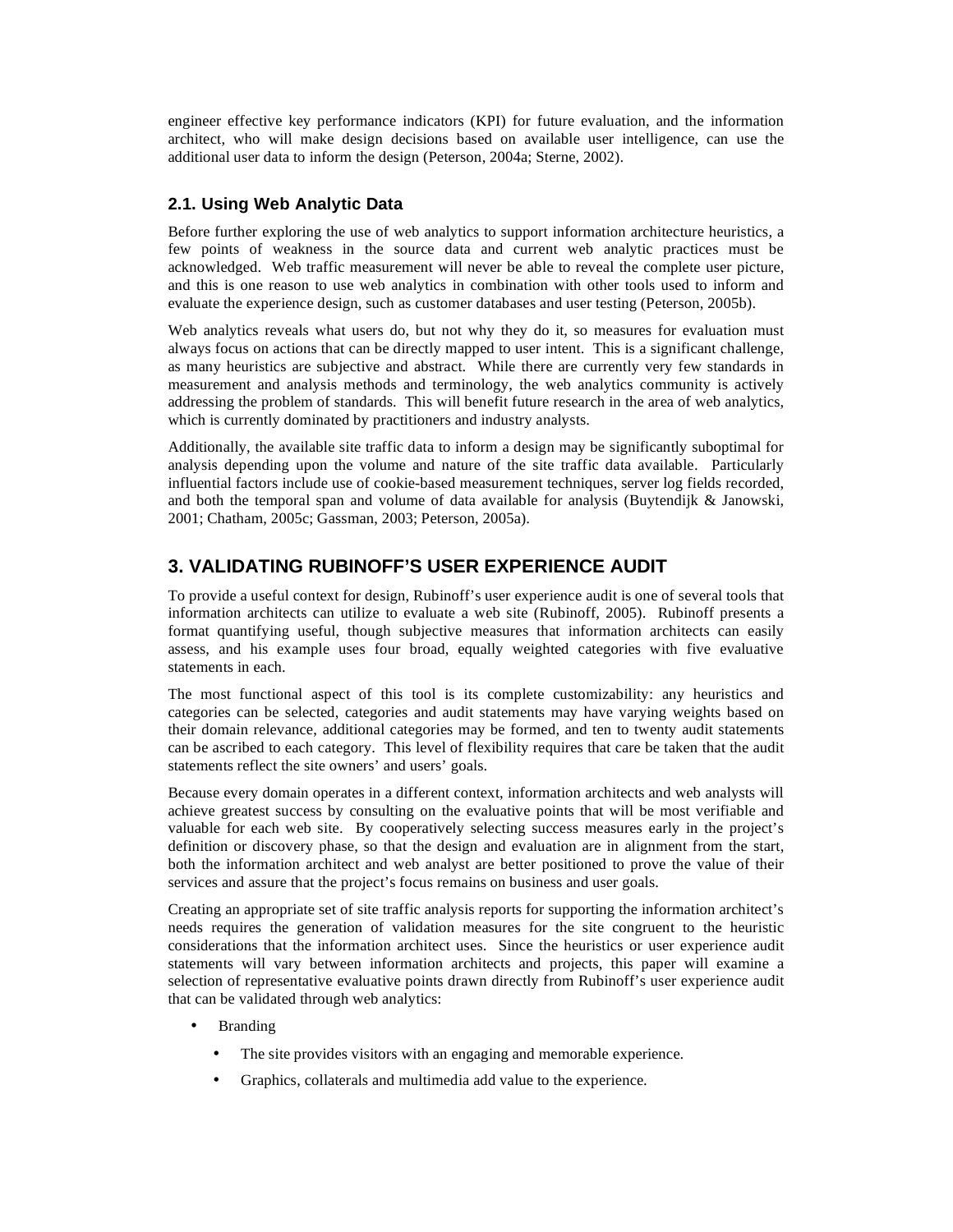engineer effective key performance indicators (KPI) for future evaluation, and the information architect, who will make design decisions based on available user intelligence, can use the additional user data to inform the design (Peterson, 2004a; Sterne, 2002).

### 2.1. Using Web Analytic Data

Before further exploring the use of web analytics to support information architecture heuristics, a few points of weakness in the source data and current web analytic practices must be acknowledged. Web traffic measurement will never be able to reveal the complete user picture, and this is one reason to use web analytics in combination with other tools used to inform and evaluate the experience design, such as customer databases and user testing (Peterson, 2005b).

Web analytics reveals what users do, but not why they do it, so measures for evaluation must always focus on actions that can be directly mapped to user intent. This is a significant challenge, as many heuristics are subjective and abstract. While there are currently very few standards in measurement and analysis methods and terminology, the web analytics community is actively addressing the problem of standards. This will benefit future research in the area of web analytics, which is currently dominated by practitioners and industry analysts.

Additionally, the available site traffic data to inform a design may be significantly suboptimal for analysis depending upon the volume and nature of the site traffic data available. Particularly influential factors include use of cookie-based measurement techniques, server log fields recorded, and both the temporal span and volume of data available for analysis (Buytendijk & Janowski, 2001; Chatham, 2005c; Gassman, 2003; Peterson, 2005a).

## 3. VALIDATING RUBINOFF'S USER EXPERIENCE AUDIT

To provide a useful context for design, Rubinoff's user experience audit is one of several tools that information architects can utilize to evaluate a web site (Rubinoff, 2005). Rubinoff presents a format quantifying useful, though subjective measures that information architects can easily assess, and his example uses four broad, equally weighted categories with five evaluative statements in each.

The most functional aspect of this tool is its complete customizability: any heuristics and categories can be selected, categories and audit statements may have varying weights based on their domain relevance, additional categories may be formed, and ten to twenty audit statements can be ascribed to each category. This level of flexibility requires that care be taken that the audit statements reflect the site owners' and users' goals.

Because every domain operates in a different context, information architects and web analysts will achieve greatest success by consulting on the evaluative points that will be most verifiable and valuable for each web site. By cooperatively selecting success measures early in the project's definition or discovery phase, so that the design and evaluation are in alignment from the start, both the information architect and web analyst are better positioned to prove the value of their services and assure that the project's focus remains on business and user goals.

Creating an appropriate set of site traffic analysis reports for supporting the information architect's needs requires the generation of validation measures for the site congruent to the heuristic considerations that the information architect uses. Since the heuristics or user experience audit statements will vary between information architects and projects, this paper will examine a selection of representative evaluative points drawn directly from Rubinoff's user experience audit that can be validated through web analytics:

- Branding
  - The site provides visitors with an engaging and memorable experience.
  - Graphics, collaterals and multimedia add value to the experience.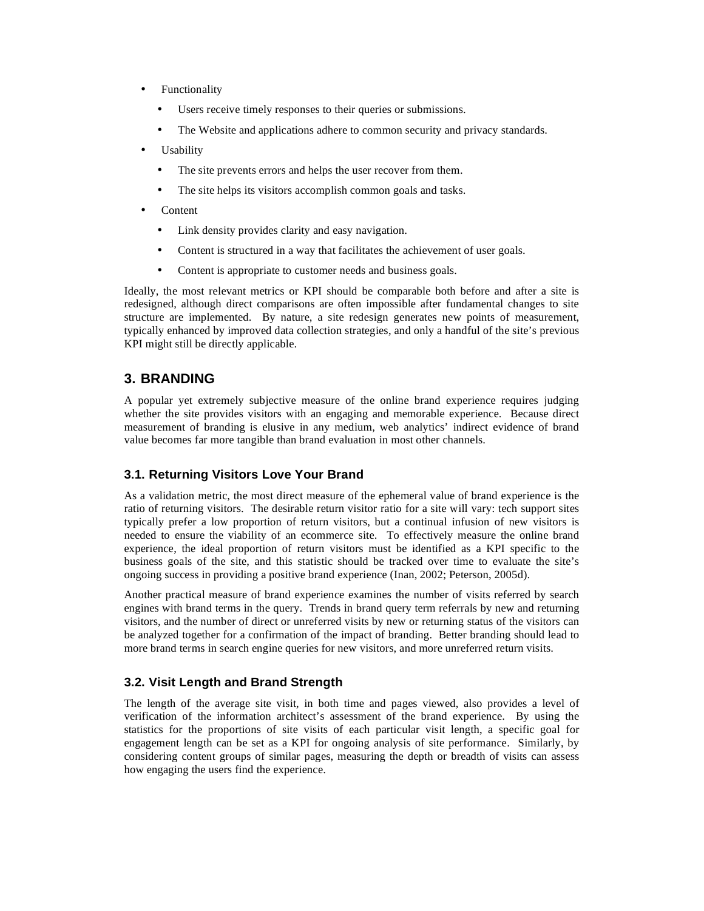- Functionality
  - Users receive timely responses to their queries or submissions.
  - The Website and applications adhere to common security and privacy standards.
- Usability
  - The site prevents errors and helps the user recover from them.
  - The site helps its visitors accomplish common goals and tasks.
- Content
  - Link density provides clarity and easy navigation.
  - Content is structured in a way that facilitates the achievement of user goals.
  - Content is appropriate to customer needs and business goals.

Ideally, the most relevant metrics or KPI should be comparable both before and after a site is redesigned, although direct comparisons are often impossible after fundamental changes to site structure are implemented. By nature, a site redesign generates new points of measurement, typically enhanced by improved data collection strategies, and only a handful of the site's previous KPI might still be directly applicable.

## 3. BRANDING

A popular yet extremely subjective measure of the online brand experience requires judging whether the site provides visitors with an engaging and memorable experience. Because direct measurement of branding is elusive in any medium, web analytics' indirect evidence of brand value becomes far more tangible than brand evaluation in most other channels.

### 3.1. Returning Visitors Love Your Brand

As a validation metric, the most direct measure of the ephemeral value of brand experience is the ratio of returning visitors. The desirable return visitor ratio for a site will vary: tech support sites typically prefer a low proportion of return visitors, but a continual infusion of new visitors is needed to ensure the viability of an ecommerce site. To effectively measure the online brand experience, the ideal proportion of return visitors must be identified as a KPI specific to the business goals of the site, and this statistic should be tracked over time to evaluate the site's ongoing success in providing a positive brand experience (Inan, 2002; Peterson, 2005d).

Another practical measure of brand experience examines the number of visits referred by search engines with brand terms in the query. Trends in brand query term referrals by new and returning visitors, and the number of direct or unreferred visits by new or returning status of the visitors can be analyzed together for a confirmation of the impact of branding. Better branding should lead to more brand terms in search engine queries for new visitors, and more unreferred return visits.

### 3.2. Visit Length and Brand Strength

The length of the average site visit, in both time and pages viewed, also provides a level of verification of the information architect's assessment of the brand experience. By using the statistics for the proportions of site visits of each particular visit length, a specific goal for engagement length can be set as a KPI for ongoing analysis of site performance. Similarly, by considering content groups of similar pages, measuring the depth or breadth of visits can assess how engaging the users find the experience.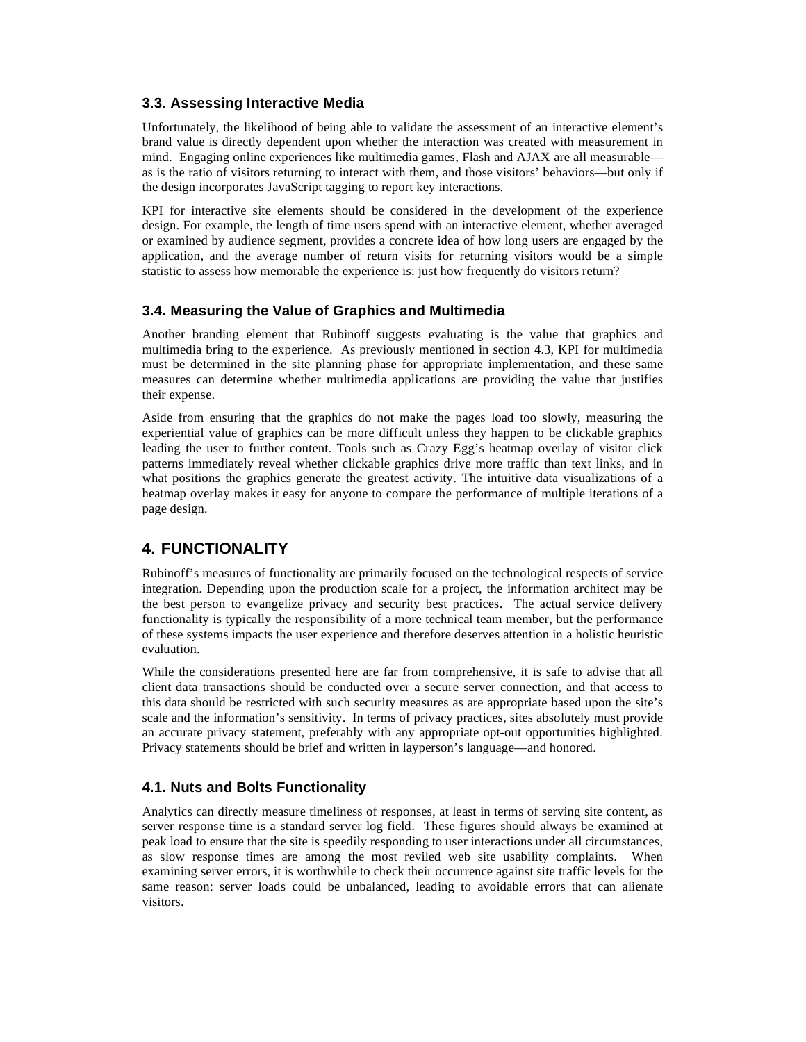### 3.3. Assessing Interactive Media

Unfortunately, the likelihood of being able to validate the assessment of an interactive element's brand value is directly dependent upon whether the interaction was created with measurement in mind. Engaging online experiences like multimedia games, Flash and AJAX are all measurable—as is the ratio of visitors returning to interact with them, and those visitors' behaviors—but only if the design incorporates JavaScript tagging to report key interactions.

KPI for interactive site elements should be considered in the development of the experience design. For example, the length of time users spend with an interactive element, whether averaged or examined by audience segment, provides a concrete idea of how long users are engaged by the application, and the average number of return visits for returning visitors would be a simple statistic to assess how memorable the experience is: just how frequently do visitors return?

### 3.4. Measuring the Value of Graphics and Multimedia

Another branding element that Rubinoff suggests evaluating is the value that graphics and multimedia bring to the experience. As previously mentioned in section 4.3, KPI for multimedia must be determined in the site planning phase for appropriate implementation, and these same measures can determine whether multimedia applications are providing the value that justifies their expense.

Aside from ensuring that the graphics do not make the pages load too slowly, measuring the experiential value of graphics can be more difficult unless they happen to be clickable graphics leading the user to further content. Tools such as Crazy Egg's heatmap overlay of visitor click patterns immediately reveal whether clickable graphics drive more traffic than text links, and in what positions the graphics generate the greatest activity. The intuitive data visualizations of a heatmap overlay makes it easy for anyone to compare the performance of multiple iterations of a page design.

## 4. FUNCTIONALITY

Rubinoff's measures of functionality are primarily focused on the technological respects of service integration. Depending upon the production scale for a project, the information architect may be the best person to evangelize privacy and security best practices. The actual service delivery functionality is typically the responsibility of a more technical team member, but the performance of these systems impacts the user experience and therefore deserves attention in a holistic heuristic evaluation.

While the considerations presented here are far from comprehensive, it is safe to advise that all client data transactions should be conducted over a secure server connection, and that access to this data should be restricted with such security measures as are appropriate based upon the site's scale and the information's sensitivity. In terms of privacy practices, sites absolutely must provide an accurate privacy statement, preferably with any appropriate opt-out opportunities highlighted. Privacy statements should be brief and written in layperson's language—and honored.

### 4.1. Nuts and Bolts Functionality

Analytics can directly measure timeliness of responses, at least in terms of serving site content, as server response time is a standard server log field. These figures should always be examined at peak load to ensure that the site is speedily responding to user interactions under all circumstances, as slow response times are among the most reviled web site usability complaints. When examining server errors, it is worthwhile to check their occurrence against site traffic levels for the same reason: server loads could be unbalanced, leading to avoidable errors that can alienate visitors.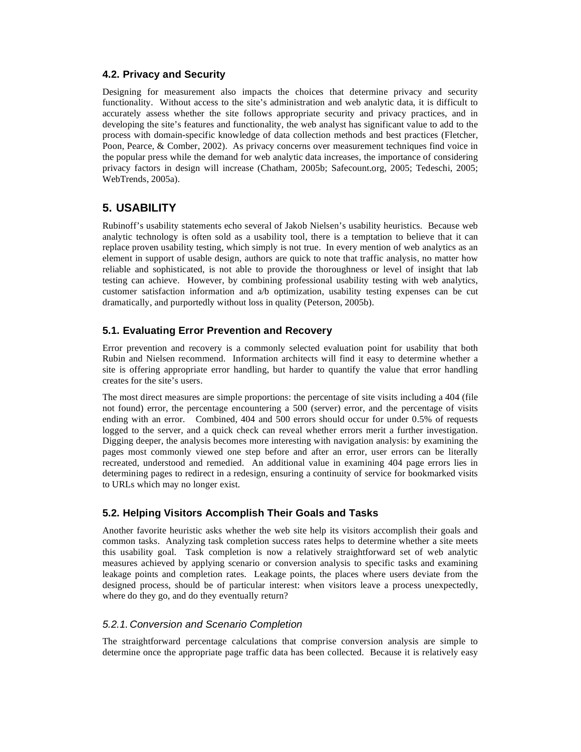### 4.2. Privacy and Security

Designing for measurement also impacts the choices that determine privacy and security functionality. Without access to the site's administration and web analytic data, it is difficult to accurately assess whether the site follows appropriate security and privacy practices, and in developing the site's features and functionality, the web analyst has significant value to add to the process with domain-specific knowledge of data collection methods and best practices (Fletcher, Poon, Pearce, & Comber, 2002). As privacy concerns over measurement techniques find voice in the popular press while the demand for web analytic data increases, the importance of considering privacy factors in design will increase (Chatham, 2005b; Safecount.org, 2005; Tedeschi, 2005; WebTrends, 2005a).

## 5. USABILITY

Rubinoff's usability statements echo several of Jakob Nielsen's usability heuristics. Because web analytic technology is often sold as a usability tool, there is a temptation to believe that it can replace proven usability testing, which simply is not true. In every mention of web analytics as an element in support of usable design, authors are quick to note that traffic analysis, no matter how reliable and sophisticated, is not able to provide the thoroughness or level of insight that lab testing can achieve. However, by combining professional usability testing with web analytics, customer satisfaction information and a/b optimization, usability testing expenses can be cut dramatically, and purportedly without loss in quality (Peterson, 2005b).

### 5.1. Evaluating Error Prevention and Recovery

Error prevention and recovery is a commonly selected evaluation point for usability that both Rubin and Nielsen recommend. Information architects will find it easy to determine whether a site is offering appropriate error handling, but harder to quantify the value that error handling creates for the site's users.

The most direct measures are simple proportions: the percentage of site visits including a 404 (file not found) error, the percentage encountering a 500 (server) error, and the percentage of visits ending with an error. Combined, 404 and 500 errors should occur for under 0.5% of requests logged to the server, and a quick check can reveal whether errors merit a further investigation. Digging deeper, the analysis becomes more interesting with navigation analysis: by examining the pages most commonly viewed one step before and after an error, user errors can be literally recreated, understood and remedied. An additional value in examining 404 page errors lies in determining pages to redirect in a redesign, ensuring a continuity of service for bookmarked visits to URLs which may no longer exist.

### 5.2. Helping Visitors Accomplish Their Goals and Tasks

Another favorite heuristic asks whether the web site help its visitors accomplish their goals and common tasks. Analyzing task completion success rates helps to determine whether a site meets this usability goal. Task completion is now a relatively straightforward set of web analytic measures achieved by applying scenario or conversion analysis to specific tasks and examining leakage points and completion rates. Leakage points, the places where users deviate from the designed process, should be of particular interest: when visitors leave a process unexpectedly, where do they go, and do they eventually return?

#### *5.2.1. Conversion and Scenario Completion*

The straightforward percentage calculations that comprise conversion analysis are simple to determine once the appropriate page traffic data has been collected. Because it is relatively easy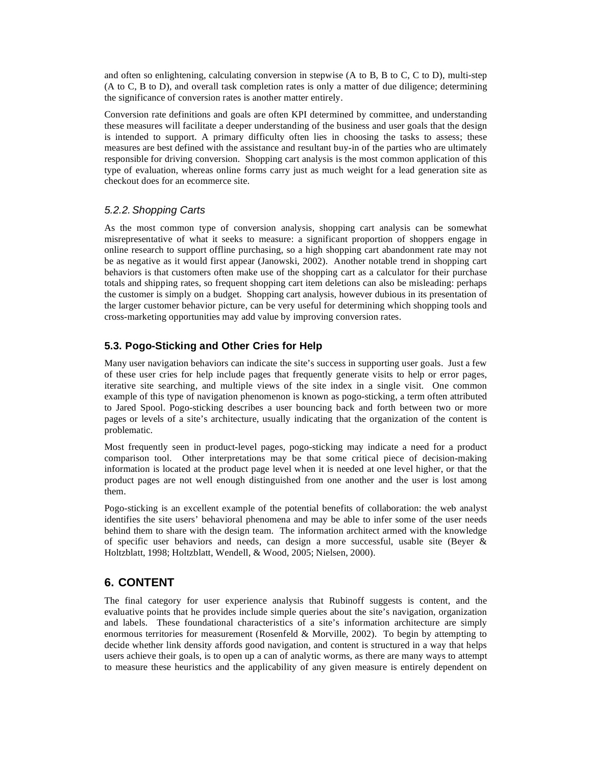and often so enlightening, calculating conversion in stepwise (A to B, B to C, C to D), multi-step (A to C, B to D), and overall task completion rates is only a matter of due diligence; determining the significance of conversion rates is another matter entirely.

Conversion rate definitions and goals are often KPI determined by committee, and understanding these measures will facilitate a deeper understanding of the business and user goals that the design is intended to support. A primary difficulty often lies in choosing the tasks to assess; these measures are best defined with the assistance and resultant buy-in of the parties who are ultimately responsible for driving conversion. Shopping cart analysis is the most common application of this type of evaluation, whereas online forms carry just as much weight for a lead generation site as checkout does for an ecommerce site.

#### *5.2.2. Shopping Carts*

As the most common type of conversion analysis, shopping cart analysis can be somewhat misrepresentative of what it seeks to measure: a significant proportion of shoppers engage in online research to support offline purchasing, so a high shopping cart abandonment rate may not be as negative as it would first appear (Janowski, 2002). Another notable trend in shopping cart behaviors is that customers often make use of the shopping cart as a calculator for their purchase totals and shipping rates, so frequent shopping cart item deletions can also be misleading: perhaps the customer is simply on a budget. Shopping cart analysis, however dubious in its presentation of the larger customer behavior picture, can be very useful for determining which shopping tools and cross-marketing opportunities may add value by improving conversion rates.

### 5.3. Pogo-Sticking and Other Cries for Help

Many user navigation behaviors can indicate the site's success in supporting user goals. Just a few of these user cries for help include pages that frequently generate visits to help or error pages, iterative site searching, and multiple views of the site index in a single visit. One common example of this type of navigation phenomenon is known as pogo-sticking, a term often attributed to Jared Spool. Pogo-sticking describes a user bouncing back and forth between two or more pages or levels of a site's architecture, usually indicating that the organization of the content is problematic.

Most frequently seen in product-level pages, pogo-sticking may indicate a need for a product comparison tool. Other interpretations may be that some critical piece of decision-making information is located at the product page level when it is needed at one level higher, or that the product pages are not well enough distinguished from one another and the user is lost among them.

Pogo-sticking is an excellent example of the potential benefits of collaboration: the web analyst identifies the site users' behavioral phenomena and may be able to infer some of the user needs behind them to share with the design team. The information architect armed with the knowledge of specific user behaviors and needs, can design a more successful, usable site (Beyer & Holtzblatt, 1998; Holtzblatt, Wendell, & Wood, 2005; Nielsen, 2000).

## 6. CONTENT

The final category for user experience analysis that Rubinoff suggests is content, and the evaluative points that he provides include simple queries about the site's navigation, organization and labels. These foundational characteristics of a site's information architecture are simply enormous territories for measurement (Rosenfeld & Morville, 2002). To begin by attempting to decide whether link density affords good navigation, and content is structured in a way that helps users achieve their goals, is to open up a can of analytic worms, as there are many ways to attempt to measure these heuristics and the applicability of any given measure is entirely dependent on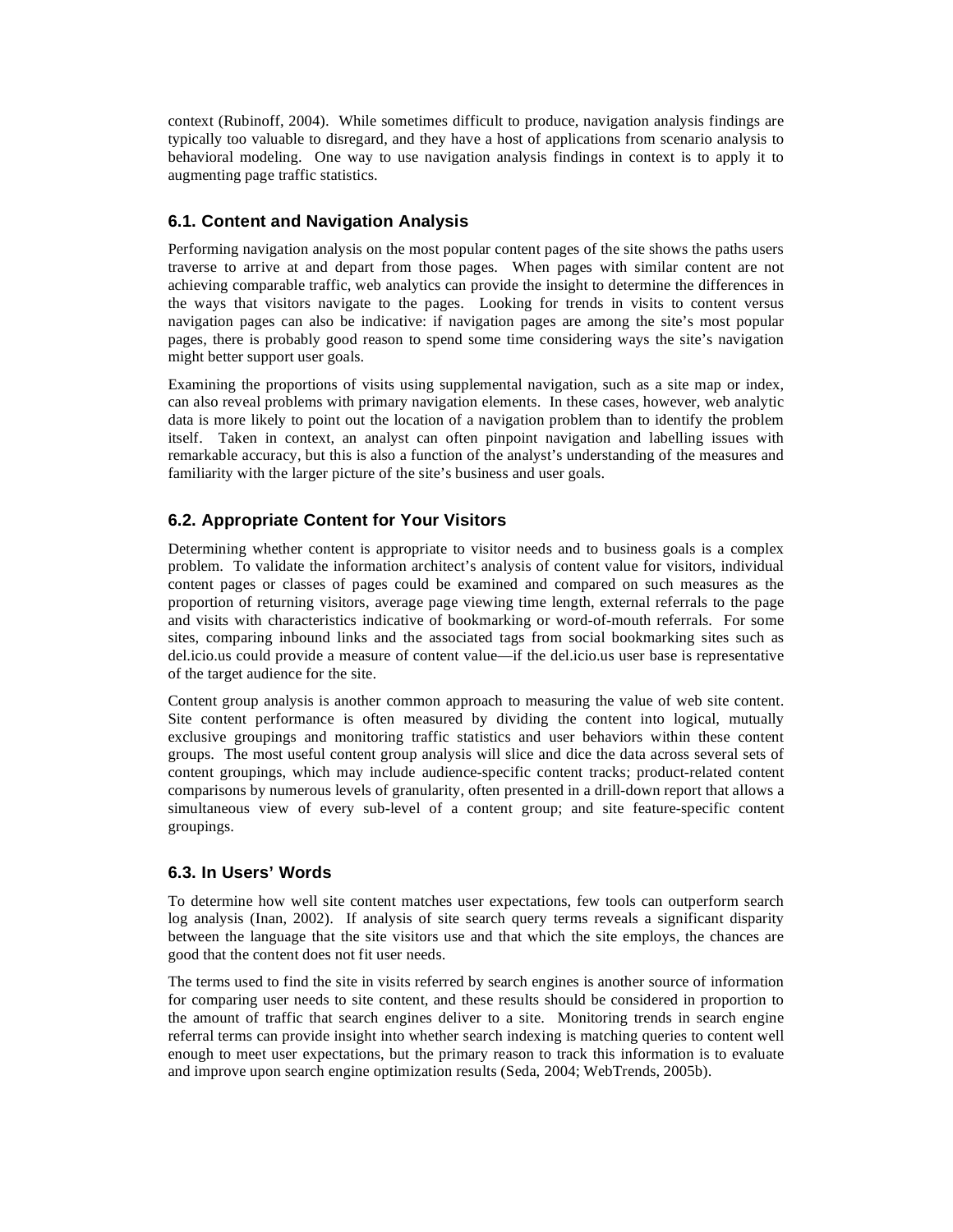context (Rubinoff, 2004). While sometimes difficult to produce, navigation analysis findings are typically too valuable to disregard, and they have a host of applications from scenario analysis to behavioral modeling. One way to use navigation analysis findings in context is to apply it to augmenting page traffic statistics.

### 6.1. Content and Navigation Analysis

Performing navigation analysis on the most popular content pages of the site shows the paths users traverse to arrive at and depart from those pages. When pages with similar content are not achieving comparable traffic, web analytics can provide the insight to determine the differences in the ways that visitors navigate to the pages. Looking for trends in visits to content versus navigation pages can also be indicative: if navigation pages are among the site's most popular pages, there is probably good reason to spend some time considering ways the site's navigation might better support user goals.

Examining the proportions of visits using supplemental navigation, such as a site map or index, can also reveal problems with primary navigation elements. In these cases, however, web analytic data is more likely to point out the location of a navigation problem than to identify the problem itself. Taken in context, an analyst can often pinpoint navigation and labelling issues with remarkable accuracy, but this is also a function of the analyst's understanding of the measures and familiarity with the larger picture of the site's business and user goals.

### 6.2. Appropriate Content for Your Visitors

Determining whether content is appropriate to visitor needs and to business goals is a complex problem. To validate the information architect's analysis of content value for visitors, individual content pages or classes of pages could be examined and compared on such measures as the proportion of returning visitors, average page viewing time length, external referrals to the page and visits with characteristics indicative of bookmarking or word-of-mouth referrals. For some sites, comparing inbound links and the associated tags from social bookmarking sites such as del.icio.us could provide a measure of content value—if the del.icio.us user base is representative of the target audience for the site.

Content group analysis is another common approach to measuring the value of web site content. Site content performance is often measured by dividing the content into logical, mutually exclusive groupings and monitoring traffic statistics and user behaviors within these content groups. The most useful content group analysis will slice and dice the data across several sets of content groupings, which may include audience-specific content tracks; product-related content comparisons by numerous levels of granularity, often presented in a drill-down report that allows a simultaneous view of every sub-level of a content group; and site feature-specific content groupings.

### 6.3. In Users' Words

To determine how well site content matches user expectations, few tools can outperform search log analysis (Inan, 2002). If analysis of site search query terms reveals a significant disparity between the language that the site visitors use and that which the site employs, the chances are good that the content does not fit user needs.

The terms used to find the site in visits referred by search engines is another source of information for comparing user needs to site content, and these results should be considered in proportion to the amount of traffic that search engines deliver to a site. Monitoring trends in search engine referral terms can provide insight into whether search indexing is matching queries to content well enough to meet user expectations, but the primary reason to track this information is to evaluate and improve upon search engine optimization results (Seda, 2004; WebTrends, 2005b).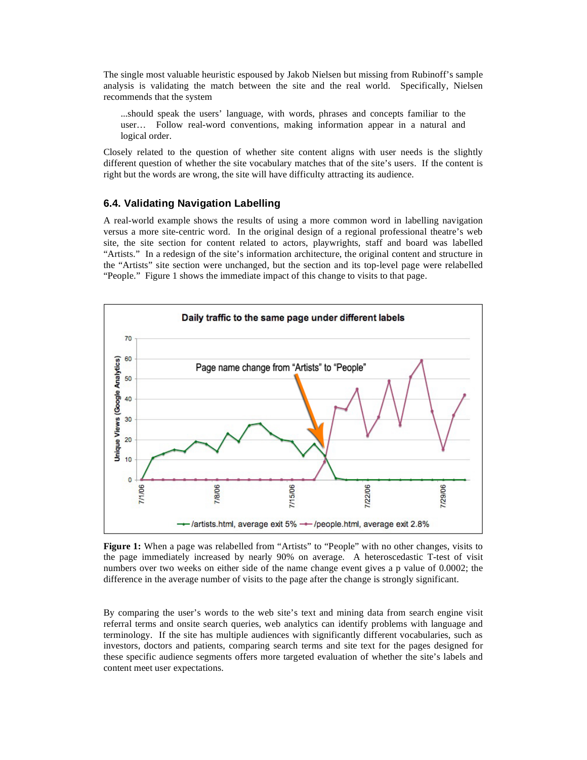The single most valuable heuristic espoused by Jakob Nielsen but missing from Rubinoff's sample analysis is validating the match between the site and the real world. Specifically, Nielsen recommends that the system

> ...should speak the users' language, with words, phrases and concepts familiar to the user… Follow real-word conventions, making information appear in a natural and logical order.

Closely related to the question of whether site content aligns with user needs is the slightly different question of whether the site vocabulary matches that of the site's users. If the content is right but the words are wrong, the site will have difficulty attracting its audience.

### 6.4. Validating Navigation Labelling

A real-world example shows the results of using a more common word in labelling navigation versus a more site-centric word. In the original design of a regional professional theatre's web site, the site section for content related to actors, playwrights, staff and board was labelled "Artists." In a redesign of the site's information architecture, the original content and structure in the "Artists" site section were unchanged, but the section and its top-level page were relabelled "People." Figure 1 shows the immediate impact of this change to visits to that page.

**Figure 1:** When a page was relabelled from "Artists" to "People" with no other changes, visits to the page immediately increased by nearly 90% on average. A heteroscedastic T-test of visit numbers over two weeks on either side of the name change event gives a p value of 0.0002; the difference in the average number of visits to the page after the change is strongly significant.

By comparing the user's words to the web site's text and mining data from search engine visit referral terms and onsite search queries, web analytics can identify problems with language and terminology. If the site has multiple audiences with significantly different vocabularies, such as investors, doctors and patients, comparing search terms and site text for the pages designed for these specific audience segments offers more targeted evaluation of whether the site's labels and content meet user expectations.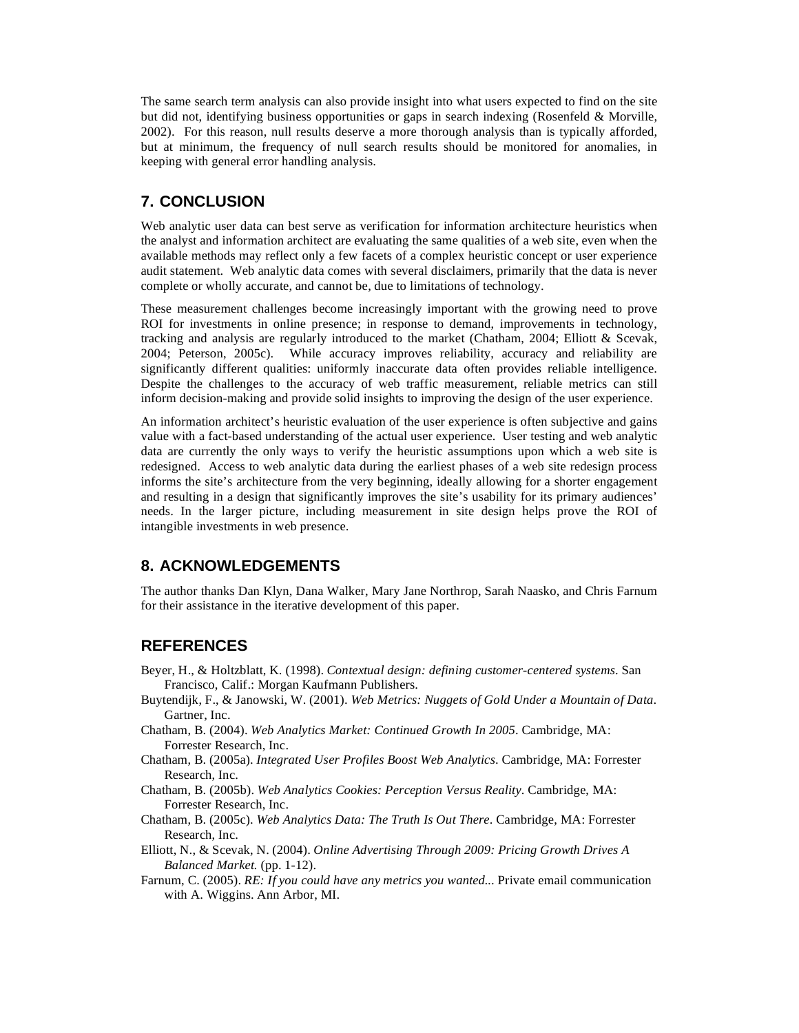The same search term analysis can also provide insight into what users expected to find on the site but did not, identifying business opportunities or gaps in search indexing (Rosenfeld & Morville, 2002). For this reason, null results deserve a more thorough analysis than is typically afforded, but at minimum, the frequency of null search results should be monitored for anomalies, in keeping with general error handling analysis.

## 7. CONCLUSION

Web analytic user data can best serve as verification for information architecture heuristics when the analyst and information architect are evaluating the same qualities of a web site, even when the available methods may reflect only a few facets of a complex heuristic concept or user experience audit statement. Web analytic data comes with several disclaimers, primarily that the data is never complete or wholly accurate, and cannot be, due to limitations of technology.

These measurement challenges become increasingly important with the growing need to prove ROI for investments in online presence; in response to demand, improvements in technology, tracking and analysis are regularly introduced to the market (Chatham, 2004; Elliott & Scevak, 2004; Peterson, 2005c). While accuracy improves reliability, accuracy and reliability are significantly different qualities: uniformly inaccurate data often provides reliable intelligence. Despite the challenges to the accuracy of web traffic measurement, reliable metrics can still inform decision-making and provide solid insights to improving the design of the user experience.

An information architect's heuristic evaluation of the user experience is often subjective and gains value with a fact-based understanding of the actual user experience. User testing and web analytic data are currently the only ways to verify the heuristic assumptions upon which a web site is redesigned. Access to web analytic data during the earliest phases of a web site redesign process informs the site's architecture from the very beginning, ideally allowing for a shorter engagement and resulting in a design that significantly improves the site's usability for its primary audiences' needs. In the larger picture, including measurement in site design helps prove the ROI of intangible investments in web presence.

## 8. ACKNOWLEDGEMENTS

The author thanks Dan Klyn, Dana Walker, Mary Jane Northrop, Sarah Naasko, and Chris Farnum for their assistance in the iterative development of this paper.

## REFERENCES

Beyer, H., & Holtzblatt, K. (1998). *Contextual design: defining customer-centered systems*. San Francisco, Calif.: Morgan Kaufmann Publishers.

Buytendijk, F., & Janowski, W. (2001). *Web Metrics: Nuggets of Gold Under a Mountain of Data*. Gartner, Inc.

Chatham, B. (2004). *Web Analytics Market: Continued Growth In 2005*. Cambridge, MA: Forrester Research, Inc.

Chatham, B. (2005a). *Integrated User Profiles Boost Web Analytics*. Cambridge, MA: Forrester Research, Inc.

Chatham, B. (2005b). *Web Analytics Cookies: Perception Versus Reality*. Cambridge, MA: Forrester Research, Inc.

Chatham, B. (2005c). *Web Analytics Data: The Truth Is Out There*. Cambridge, MA: Forrester Research, Inc.

Elliott, N., & Scevak, N. (2004). *Online Advertising Through 2009: Pricing Growth Drives A Balanced Market.* (pp. 1-12).

Farnum, C. (2005). *RE: If you could have any metrics you wanted...* Private email communication with A. Wiggins. Ann Arbor, MI.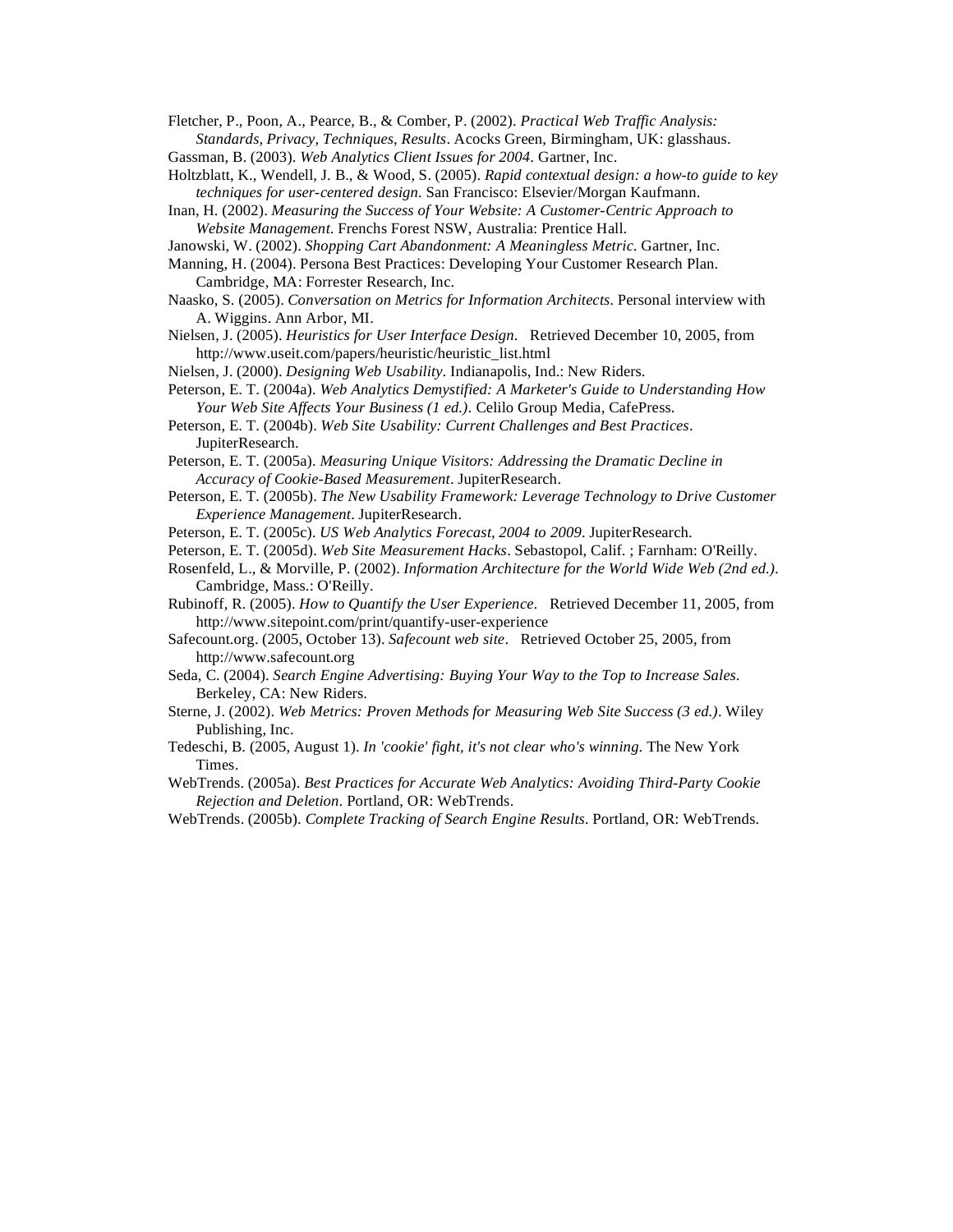Fletcher, P., Poon, A., Pearce, B., & Comber, P. (2002). *Practical Web Traffic Analysis: Standards, Privacy, Techniques, Results*. Acocks Green, Birmingham, UK: glasshaus.

Gassman, B. (2003). *Web Analytics Client Issues for 2004*. Gartner, Inc.

Holtzblatt, K., Wendell, J. B., & Wood, S. (2005). *Rapid contextual design: a how-to guide to key techniques for user-centered design*. San Francisco: Elsevier/Morgan Kaufmann.

Inan, H. (2002). *Measuring the Success of Your Website: A Customer-Centric Approach to Website Management*. Frenchs Forest NSW, Australia: Prentice Hall.

Janowski, W. (2002). *Shopping Cart Abandonment: A Meaningless Metric*. Gartner, Inc.

Manning, H. (2004). Persona Best Practices: Developing Your Customer Research Plan. Cambridge, MA: Forrester Research, Inc.

Naasko, S. (2005). *Conversation on Metrics for Information Architects*. Personal interview with A. Wiggins. Ann Arbor, MI.

Nielsen, J. (2005). *Heuristics for User Interface Design*. Retrieved December 10, 2005, from http://www.useit.com/papers/heuristic/heuristic_list.html

Nielsen, J. (2000). *Designing Web Usability*. Indianapolis, Ind.: New Riders.

Peterson, E. T. (2004a). *Web Analytics Demystified: A Marketer's Guide to Understanding How Your Web Site Affects Your Business (1 ed.)*. Celilo Group Media, CafePress.

Peterson, E. T. (2004b). *Web Site Usability: Current Challenges and Best Practices*. JupiterResearch.

Peterson, E. T. (2005a). *Measuring Unique Visitors: Addressing the Dramatic Decline in Accuracy of Cookie-Based Measurement*. JupiterResearch.

Peterson, E. T. (2005b). *The New Usability Framework: Leverage Technology to Drive Customer Experience Management*. JupiterResearch.

Peterson, E. T. (2005c). *US Web Analytics Forecast, 2004 to 2009*. JupiterResearch.

Peterson, E. T. (2005d). *Web Site Measurement Hacks*. Sebastopol, Calif. ; Farnham: O'Reilly.

Rosenfeld, L., & Morville, P. (2002). *Information Architecture for the World Wide Web (2nd ed.)*. Cambridge, Mass.: O'Reilly.

Rubinoff, R. (2005). *How to Quantify the User Experience*. Retrieved December 11, 2005, from http://www.sitepoint.com/print/quantify-user-experience

Safecount.org. (2005, October 13). *Safecount web site*. Retrieved October 25, 2005, from http://www.safecount.org

Seda, C. (2004). *Search Engine Advertising: Buying Your Way to the Top to Increase Sales*. Berkeley, CA: New Riders.

Sterne, J. (2002). *Web Metrics: Proven Methods for Measuring Web Site Success (3 ed.)*. Wiley Publishing, Inc.

Tedeschi, B. (2005, August 1). *In 'cookie' fight, it's not clear who's winning*. The New York Times.

WebTrends. (2005a). *Best Practices for Accurate Web Analytics: Avoiding Third-Party Cookie Rejection and Deletion*. Portland, OR: WebTrends.

WebTrends. (2005b). *Complete Tracking of Search Engine Results*. Portland, OR: WebTrends.